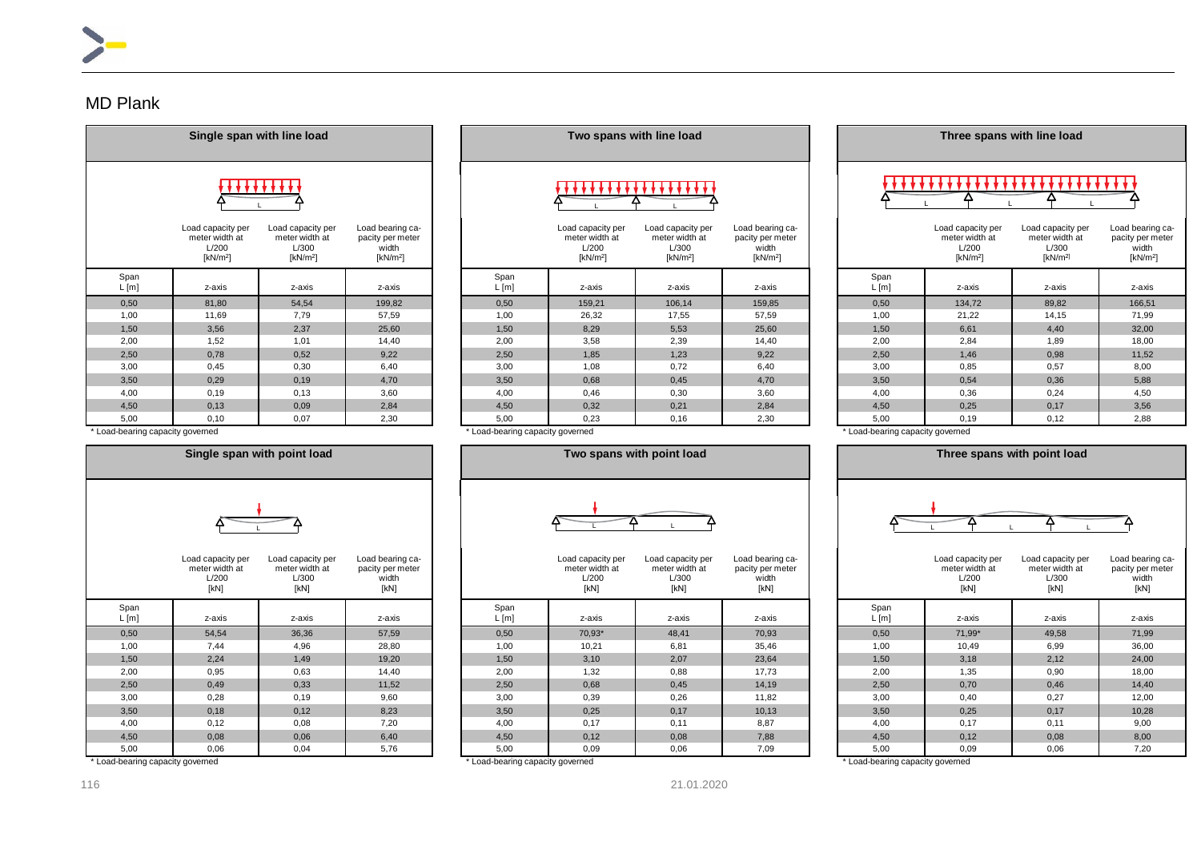# MD Plank

## Single span with line load

| Span L [m] | Load capacity per meter width at L/200 [kN/m²] z-axis | Load capacity per meter width at L/300 [kN/m²] z-axis | Load bearing capacity per meter width [kN/m²] z-axis |
|---|---|---|---|
| 0,50 | 81,80 | 54,54 | 199,82 |
| 1,00 | 11,69 | 7,79 | 57,59 |
| 1,50 | 3,56 | 2,37 | 25,60 |
| 2,00 | 1,52 | 1,01 | 14,40 |
| 2,50 | 0,78 | 0,52 | 9,22 |
| 3,00 | 0,45 | 0,30 | 6,40 |
| 3,50 | 0,29 | 0,19 | 4,70 |
| 4,00 | 0,19 | 0,13 | 3,60 |
| 4,50 | 0,13 | 0,09 | 2,84 |
| 5,00 | 0,10 | 0,07 | 2,30 |

* Load-bearing capacity governed

## Two spans with line load

| Span L [m] | Load capacity per meter width at L/200 [kN/m²] z-axis | Load capacity per meter width at L/300 [kN/m²] z-axis | Load bearing capacity per meter width [kN/m²] z-axis |
|---|---|---|---|
| 0,50 | 159,21 | 106,14 | 159,85 |
| 1,00 | 26,32 | 17,55 | 57,59 |
| 1,50 | 8,29 | 5,53 | 25,60 |
| 2,00 | 3,58 | 2,39 | 14,40 |
| 2,50 | 1,85 | 1,23 | 9,22 |
| 3,00 | 1,08 | 0,72 | 6,40 |
| 3,50 | 0,68 | 0,45 | 4,70 |
| 4,00 | 0,46 | 0,30 | 3,60 |
| 4,50 | 0,32 | 0,21 | 2,84 |
| 5,00 | 0,23 | 0,16 | 2,30 |

* Load-bearing capacity governed

## Three spans with line load

| Span L [m] | Load capacity per meter width at L/200 [kN/m²] z-axis | Load capacity per meter width at L/300 [kN/m²] z-axis | Load bearing capacity per meter width [kN/m²] z-axis |
|---|---|---|---|
| 0,50 | 134,72 | 89,82 | 166,51 |
| 1,00 | 21,22 | 14,15 | 71,99 |
| 1,50 | 6,61 | 4,40 | 32,00 |
| 2,00 | 2,84 | 1,89 | 18,00 |
| 2,50 | 1,46 | 0,98 | 11,52 |
| 3,00 | 0,85 | 0,57 | 8,00 |
| 3,50 | 0,54 | 0,36 | 5,88 |
| 4,00 | 0,36 | 0,24 | 4,50 |
| 4,50 | 0,25 | 0,17 | 3,56 |
| 5,00 | 0,19 | 0,12 | 2,88 |

* Load-bearing capacity governed

## Single span with point load

| Span L [m] | Load capacity per meter width at L/200 [kN] z-axis | Load capacity per meter width at L/300 [kN] z-axis | Load bearing capacity per meter width [kN] z-axis |
|---|---|---|---|
| 0,50 | 54,54 | 36,36 | 57,59 |
| 1,00 | 7,44 | 4,96 | 28,80 |
| 1,50 | 2,24 | 1,49 | 19,20 |
| 2,00 | 0,95 | 0,63 | 14,40 |
| 2,50 | 0,49 | 0,33 | 11,52 |
| 3,00 | 0,28 | 0,19 | 9,60 |
| 3,50 | 0,18 | 0,12 | 8,23 |
| 4,00 | 0,12 | 0,08 | 7,20 |
| 4,50 | 0,08 | 0,06 | 6,40 |
| 5,00 | 0,06 | 0,04 | 5,76 |

* Load-bearing capacity governed

## Two spans with point load

| Span L [m] | Load capacity per meter width at L/200 [kN] z-axis | Load capacity per meter width at L/300 [kN] z-axis | Load bearing capacity per meter width [kN] z-axis |
|---|---|---|---|
| 0,50 | 70,93* | 48,41 | 70,93 |
| 1,00 | 10,21 | 6,81 | 35,46 |
| 1,50 | 3,10 | 2,07 | 23,64 |
| 2,00 | 1,32 | 0,88 | 17,73 |
| 2,50 | 0,68 | 0,45 | 14,19 |
| 3,00 | 0,39 | 0,26 | 11,82 |
| 3,50 | 0,25 | 0,17 | 10,13 |
| 4,00 | 0,17 | 0,11 | 8,87 |
| 4,50 | 0,12 | 0,08 | 7,88 |
| 5,00 | 0,09 | 0,06 | 7,09 |

* Load-bearing capacity governed

## Three spans with point load

| Span L [m] | Load capacity per meter width at L/200 [kN] z-axis | Load capacity per meter width at L/300 [kN] z-axis | Load bearing capacity per meter width [kN] z-axis |
|---|---|---|---|
| 0,50 | 71,99* | 49,58 | 71,99 |
| 1,00 | 10,49 | 6,99 | 36,00 |
| 1,50 | 3,18 | 2,12 | 24,00 |
| 2,00 | 1,35 | 0,90 | 18,00 |
| 2,50 | 0,70 | 0,46 | 14,40 |
| 3,00 | 0,40 | 0,27 | 12,00 |
| 3,50 | 0,25 | 0,17 | 10,28 |
| 4,00 | 0,17 | 0,11 | 9,00 |
| 4,50 | 0,12 | 0,08 | 8,00 |
| 5,00 | 0,09 | 0,06 | 7,20 |

* Load-bearing capacity governed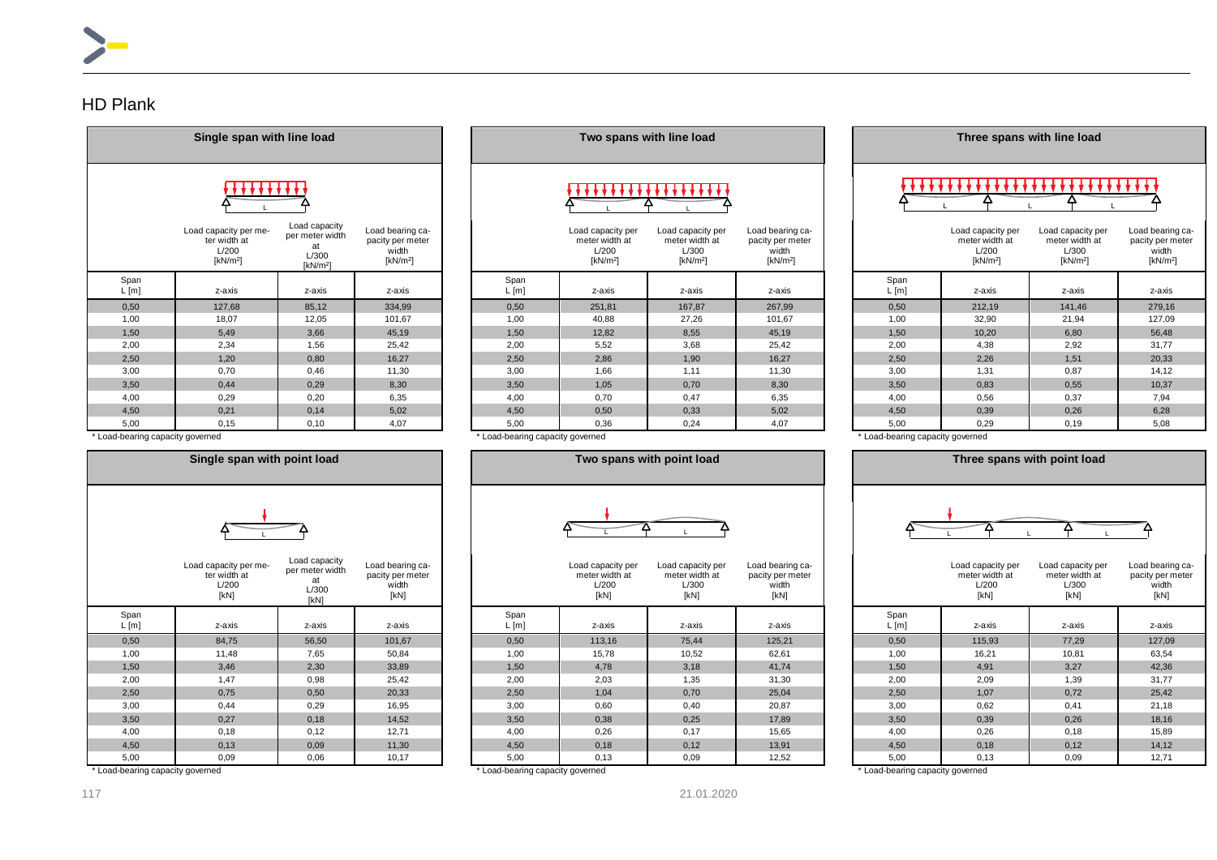## HD Plank

### Single span with line load

| Span L [m] | Load capacity per meter width at L/200 [kN/m²] z-axis | Load capacity per meter width at L/300 [kN/m²] z-axis | Load bearing capacity per meter width [kN/m²] z-axis |
|---|---|---|---|
| 0,50 | 127,68 | 85,12 | 334,99 |
| 1,00 | 18,07 | 12,05 | 101,67 |
| 1,50 | 5,49 | 3,66 | 45,19 |
| 2,00 | 2,34 | 1,56 | 25,42 |
| 2,50 | 1,20 | 0,80 | 16,27 |
| 3,00 | 0,70 | 0,46 | 11,30 |
| 3,50 | 0,44 | 0,29 | 8,30 |
| 4,00 | 0,29 | 0,20 | 6,35 |
| 4,50 | 0,21 | 0,14 | 5,02 |
| 5,00 | 0,15 | 0,10 | 4,07 |

* Load-bearing capacity governed

### Two spans with line load

| Span L [m] | Load capacity per meter width at L/200 [kN/m²] z-axis | Load capacity per meter width at L/300 [kN/m²] z-axis | Load bearing capacity per meter width [kN/m²] z-axis |
|---|---|---|---|
| 0,50 | 251,81 | 167,87 | 267,99 |
| 1,00 | 40,88 | 27,26 | 101,67 |
| 1,50 | 12,82 | 8,55 | 45,19 |
| 2,00 | 5,52 | 3,68 | 25,42 |
| 2,50 | 2,86 | 1,90 | 16,27 |
| 3,00 | 1,66 | 1,11 | 11,30 |
| 3,50 | 1,05 | 0,70 | 8,30 |
| 4,00 | 0,70 | 0,47 | 6,35 |
| 4,50 | 0,50 | 0,33 | 5,02 |
| 5,00 | 0,36 | 0,24 | 4,07 |

* Load-bearing capacity governed

### Three spans with line load

| Span L [m] | Load capacity per meter width at L/200 [kN/m²] z-axis | Load capacity per meter width at L/300 [kN/m²] z-axis | Load bearing capacity per meter width [kN/m²] z-axis |
|---|---|---|---|
| 0,50 | 212,19 | 141,46 | 279,16 |
| 1,00 | 32,90 | 21,94 | 127,09 |
| 1,50 | 10,20 | 6,80 | 56,48 |
| 2,00 | 4,38 | 2,92 | 31,77 |
| 2,50 | 2,26 | 1,51 | 20,33 |
| 3,00 | 1,31 | 0,87 | 14,12 |
| 3,50 | 0,83 | 0,55 | 10,37 |
| 4,00 | 0,56 | 0,37 | 7,94 |
| 4,50 | 0,39 | 0,26 | 6,28 |
| 5,00 | 0,29 | 0,19 | 5,08 |

* Load-bearing capacity governed

### Single span with point load

| Span L [m] | Load capacity per meter width at L/200 [kN] z-axis | Load capacity per meter width at L/300 [kN] z-axis | Load bearing capacity per meter width [kN] z-axis |
|---|---|---|---|
| 0,50 | 84,75 | 56,50 | 101,67 |
| 1,00 | 11,48 | 7,65 | 50,84 |
| 1,50 | 3,46 | 2,30 | 33,89 |
| 2,00 | 1,47 | 0,98 | 25,42 |
| 2,50 | 0,75 | 0,50 | 20,33 |
| 3,00 | 0,44 | 0,29 | 16,95 |
| 3,50 | 0,27 | 0,18 | 14,52 |
| 4,00 | 0,18 | 0,12 | 12,71 |
| 4,50 | 0,13 | 0,09 | 11,30 |
| 5,00 | 0,09 | 0,06 | 10,17 |

* Load-bearing capacity governed

### Two spans with point load

| Span L [m] | Load capacity per meter width at L/200 [kN] z-axis | Load capacity per meter width at L/300 [kN] z-axis | Load bearing capacity per meter width [kN] z-axis |
|---|---|---|---|
| 0,50 | 113,16 | 75,44 | 125,21 |
| 1,00 | 15,78 | 10,52 | 62,61 |
| 1,50 | 4,78 | 3,18 | 41,74 |
| 2,00 | 2,03 | 1,35 | 31,30 |
| 2,50 | 1,04 | 0,70 | 25,04 |
| 3,00 | 0,60 | 0,40 | 20,87 |
| 3,50 | 0,38 | 0,25 | 17,89 |
| 4,00 | 0,26 | 0,17 | 15,65 |
| 4,50 | 0,18 | 0,12 | 13,91 |
| 5,00 | 0,13 | 0,09 | 12,52 |

* Load-bearing capacity governed

### Three spans with point load

| Span L [m] | Load capacity per meter width at L/200 [kN] z-axis | Load capacity per meter width at L/300 [kN] z-axis | Load bearing capacity per meter width [kN] z-axis |
|---|---|---|---|
| 0,50 | 115,93 | 77,29 | 127,09 |
| 1,00 | 16,21 | 10,81 | 63,54 |
| 1,50 | 4,91 | 3,27 | 42,36 |
| 2,00 | 2,09 | 1,39 | 31,77 |
| 2,50 | 1,07 | 0,72 | 25,42 |
| 3,00 | 0,62 | 0,41 | 21,18 |
| 3,50 | 0,39 | 0,26 | 18,16 |
| 4,00 | 0,26 | 0,18 | 15,89 |
| 4,50 | 0,18 | 0,12 | 14,12 |
| 5,00 | 0,13 | 0,09 | 12,71 |

* Load-bearing capacity governed

21.01.2020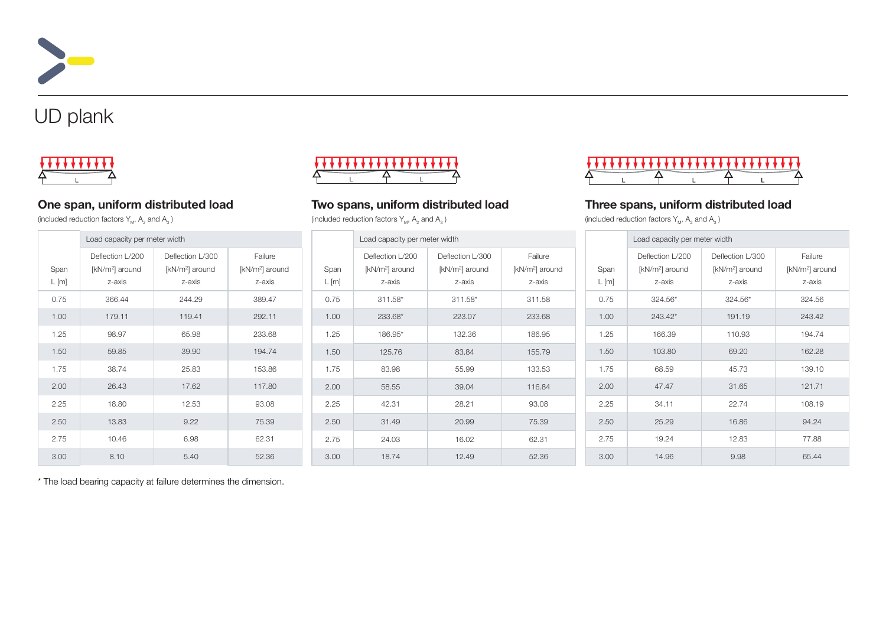# UD plank

## One span, uniform distributed load

(included reduction factors $Y_M$, $A_2$ and $A_3$ )

| Span L [m] | Load capacity per meter width | | |
|---|---|---|---|
| | Deflection L/200 [kN/m²] around z-axis | Deflection L/300 [kN/m²] around z-axis | Failure [kN/m²] around z-axis |
| 0.75 | 366.44 | 244.29 | 389.47 |
| 1.00 | 179.11 | 119.41 | 292.11 |
| 1.25 | 98.97 | 65.98 | 233.68 |
| 1.50 | 59.85 | 39.90 | 194.74 |
| 1.75 | 38.74 | 25.83 | 153.86 |
| 2.00 | 26.43 | 17.62 | 117.80 |
| 2.25 | 18.80 | 12.53 | 93.08 |
| 2.50 | 13.83 | 9.22 | 75.39 |
| 2.75 | 10.46 | 6.98 | 62.31 |
| 3.00 | 8.10 | 5.40 | 52.36 |

## Two spans, uniform distributed load

(included reduction factors $Y_M$, $A_2$ and $A_3$ )

| Span L [m] | Load capacity per meter width | | |
|---|---|---|---|
| | Deflection L/200 [kN/m²] around z-axis | Deflection L/300 [kN/m²] around z-axis | Failure [kN/m²] around z-axis |
| 0.75 | 311.58* | 311.58* | 311.58 |
| 1.00 | 233.68* | 223.07 | 233.68 |
| 1.25 | 186.95* | 132.36 | 186.95 |
| 1.50 | 125.76 | 83.84 | 155.79 |
| 1.75 | 83.98 | 55.99 | 133.53 |
| 2.00 | 58.55 | 39.04 | 116.84 |
| 2.25 | 42.31 | 28.21 | 93.08 |
| 2.50 | 31.49 | 20.99 | 75.39 |
| 2.75 | 24.03 | 16.02 | 62.31 |
| 3.00 | 18.74 | 12.49 | 52.36 |

## Three spans, uniform distributed load

(included reduction factors $Y_M$, $A_2$ and $A_3$ )

| Span L [m] | Load capacity per meter width | | |
|---|---|---|---|
| | Deflection L/200 [kN/m²] around z-axis | Deflection L/300 [kN/m²] around z-axis | Failure [kN/m²] around z-axis |
| 0.75 | 324.56* | 324.56* | 324.56 |
| 1.00 | 243.42* | 191.19 | 243.42 |
| 1.25 | 166.39 | 110.93 | 194.74 |
| 1.50 | 103.80 | 69.20 | 162.28 |
| 1.75 | 68.59 | 45.73 | 139.10 |
| 2.00 | 47.47 | 31.65 | 121.71 |
| 2.25 | 34.11 | 22.74 | 108.19 |
| 2.50 | 25.29 | 16.86 | 94.24 |
| 2.75 | 19.24 | 12.83 | 77.88 |
| 3.00 | 14.96 | 9.98 | 65.44 |

* The load bearing capacity at failure determines the dimension.